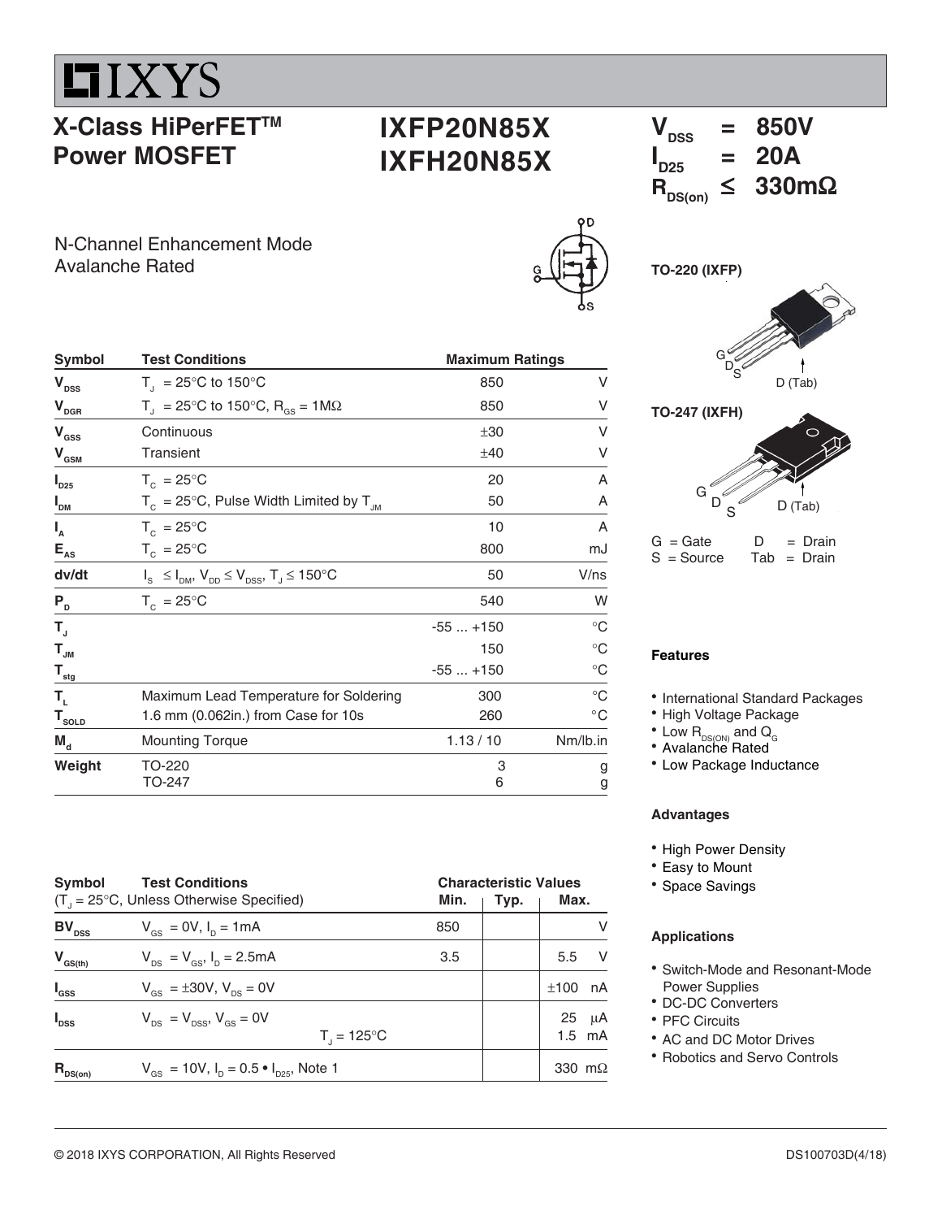# IXYS

## X-Class HiPerFET™ Power MOSFET

## IXFP20N85X
## IXFH20N85X

$V_{DSS}$ = 850V
$I_{D25}$ = 20A
$R_{DS(on)}$ ≤ 330mΩ

N-Channel Enhancement Mode
Avalanche Rated

TO-220 (IXFP)

G D S D (Tab)

TO-247 (IXFH)

G D S D (Tab)

G = Gate D = Drain
S = Source Tab = Drain

| Symbol | Test Conditions | Maximum Ratings | |
|---|---|---|---|
| $V_{DSS}$ | $T_J$ = 25°C to 150°C | 850 | V |
| $V_{DGR}$ | $T_J$ = 25°C to 150°C, $R_{GS}$ = 1MΩ | 850 | V |
| $V_{GSS}$ | Continuous | ±30 | V |
| $V_{GSM}$ | Transient | ±40 | V |
| $I_{D25}$ | $T_C$ = 25°C | 20 | A |
| $I_{DM}$ | $T_C$ = 25°C, Pulse Width Limited by $T_{JM}$ | 50 | A |
| $I_A$ | $T_C$ = 25°C | 10 | A |
| $E_{AS}$ | $T_C$ = 25°C | 800 | mJ |
| dv/dt | $I_S \leq I_{DM}$, $V_{DD} \leq V_{DSS}$, $T_J \leq 150°C$ | 50 | V/ns |
| $P_D$ | $T_C$ = 25°C | 540 | W |
| $T_J$ | | -55 ... +150 | °C |
| $T_{JM}$ | | 150 | °C |
| $T_{stg}$ | | -55 ... +150 | °C |
| $T_L$ | Maximum Lead Temperature for Soldering | 300 | °C |
| $T_{SOLD}$ | 1.6 mm (0.062in.) from Case for 10s | 260 | °C |
| $M_d$ | Mounting Torque | 1.13 / 10 | Nm/lb.in |
| Weight | TO-220 | 3 | g |
| | TO-247 | 6 | g |

| Symbol | Test Conditions ($T_J$ = 25°C, Unless Otherwise Specified) | Characteristic Values Min. | Typ. | Max. | |
|---|---|---|---|---|---|
| $BV_{DSS}$ | $V_{GS}$ = 0V, $I_D$ = 1mA | 850 | | | V |
| $V_{GS(th)}$ | $V_{DS}$ = $V_{GS}$, $I_D$ = 2.5mA | 3.5 | | 5.5 | V |
| $I_{GSS}$ | $V_{GS}$ = ±30V, $V_{DS}$ = 0V | | | ±100 | nA |
| $I_{DSS}$ | $V_{DS}$ = $V_{DSS}$, $V_{GS}$ = 0V | | | 25 | μA |
| | $T_J$ = 125°C | | | 1.5 | mA |
| $R_{DS(on)}$ | $V_{GS}$ = 10V, $I_D$ = 0.5 • $I_{D25}$, Note 1 | | | 330 | mΩ |

### Features

- International Standard Packages
- High Voltage Package
- Low $R_{DS(ON)}$ and $Q_G$
- Avalanche Rated
- Low Package Inductance

### Advantages

- High Power Density
- Easy to Mount
- Space Savings

### Applications

- Switch-Mode and Resonant-Mode Power Supplies
- DC-DC Converters
- PFC Circuits
- AC and DC Motor Drives
- Robotics and Servo Controls

© 2018 IXYS CORPORATION, All Rights Reserved DS100703D(4/18)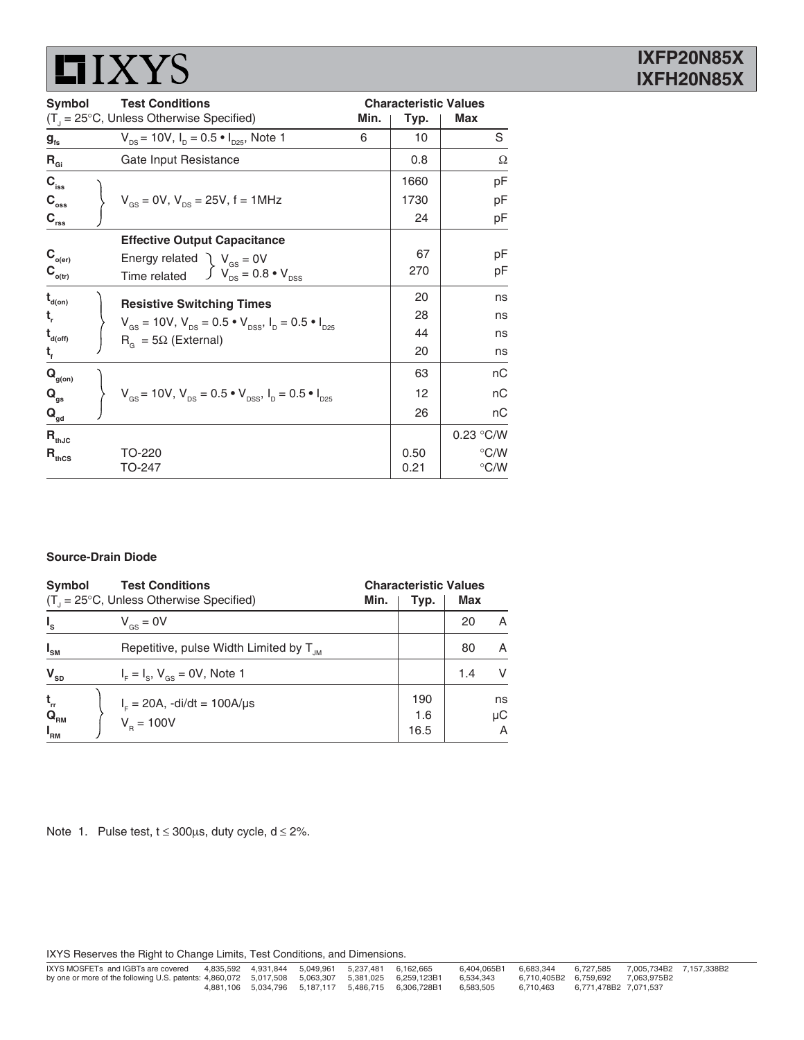| Symbol | Test Conditions ($T_J$ = 25°C, Unless Otherwise Specified) | Min. | Typ. | Max | |
|---|---|---|---|---|---|
| $g_{fs}$ | $V_{DS}$ = 10V, $I_D$ = 0.5 • $I_{D25}$, Note 1 | 6 | 10 | | S |
| $R_{Gi}$ | Gate Input Resistance | | 0.8 | | Ω |
| $C_{iss}$ | $V_{GS}$ = 0V, $V_{DS}$ = 25V, f = 1MHz | | 1660 | | pF |
| $C_{oss}$ | | | 1730 | | pF |
| $C_{rss}$ | | | 24 | | pF |
| | **Effective Output Capacitance** | | | | |
| $C_{o(er)}$ | Energy related; $V_{GS}$ = 0V, $V_{DS}$ = 0.8 • $V_{DSS}$ | | 67 | | pF |
| $C_{o(tr)}$ | Time related | | 270 | | pF |
| $t_{d(on)}$ | **Resistive Switching Times** $V_{GS}$ = 10V, $V_{DS}$ = 0.5 • $V_{DSS}$, $I_D$ = 0.5 • $I_{D25}$, $R_G$ = 5Ω (External) | | 20 | | ns |
| $t_r$ | | | 28 | | ns |
| $t_{d(off)}$ | | | 44 | | ns |
| $t_f$ | | | 20 | | ns |
| $Q_{g(on)}$ | $V_{GS}$ = 10V, $V_{DS}$ = 0.5 • $V_{DSS}$, $I_D$ = 0.5 • $I_{D25}$ | | 63 | | nC |
| $Q_{gs}$ | | | 12 | | nC |
| $Q_{gd}$ | | | 26 | | nC |
| $R_{thJC}$ | | | | 0.23 | °C/W |
| $R_{thCS}$ | TO-220 | | 0.50 | | °C/W |
| | TO-247 | | 0.21 | | °C/W |

**Source-Drain Diode**

| Symbol | Test Conditions ($T_J$ = 25°C, Unless Otherwise Specified) | Min. | Typ. | Max | |
|---|---|---|---|---|---|
| $I_S$ | $V_{GS}$ = 0V | | | 20 | A |
| $I_{SM}$ | Repetitive, pulse Width Limited by $T_{JM}$ | | | 80 | A |
| $V_{SD}$ | $I_F$ = $I_S$, $V_{GS}$ = 0V, Note 1 | | | 1.4 | V |
| $t_{rr}$ | $I_F$ = 20A, -di/dt = 100A/μs, $V_R$ = 100V | | 190 | | ns |
| $Q_{RM}$ | | | 1.6 | | μC |
| $I_{RM}$ | | | 16.5 | | A |

Note 1. Pulse test, t ≤ 300μs, duty cycle, d ≤ 2%.

IXYS Reserves the Right to Change Limits, Test Conditions, and Dimensions.

IXYS MOSFETs and IGBTs are covered by one or more of the following U.S. patents: 4,835,592 4,931,844 5,049,961 5,237,481 6,162,665 6,404,065B1 6,683,344 6,727,585 7,005,734B2 7,157,338B2 4,860,072 5,017,508 5,063,307 5,381,025 6,259,123B1 6,534,343 6,710,405B2 6,759,692 7,063,975B2 4,881,106 5,034,796 5,187,117 5,486,715 6,306,728B1 6,583,505 6,710,463 6,771,478B2 7,071,537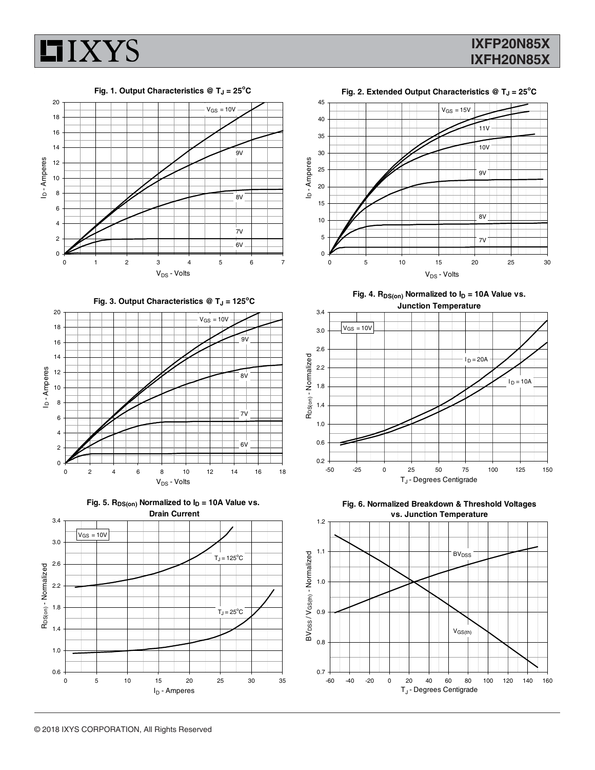Fig. 1. Output Characteristics @ $T_J$ = 25°C

Fig. 2. Extended Output Characteristics @ $T_J$ = 25°C

Fig. 3. Output Characteristics @ $T_J$ = 125°C

Fig. 4. $R_{DS(on)}$ Normalized to $I_D$ = 10A Value vs. Junction Temperature

Fig. 5. $R_{DS(on)}$ Normalized to $I_D$ = 10A Value vs. Drain Current

Fig. 6. Normalized Breakdown & Threshold Voltages vs. Junction Temperature

© 2018 IXYS CORPORATION, All Rights Reserved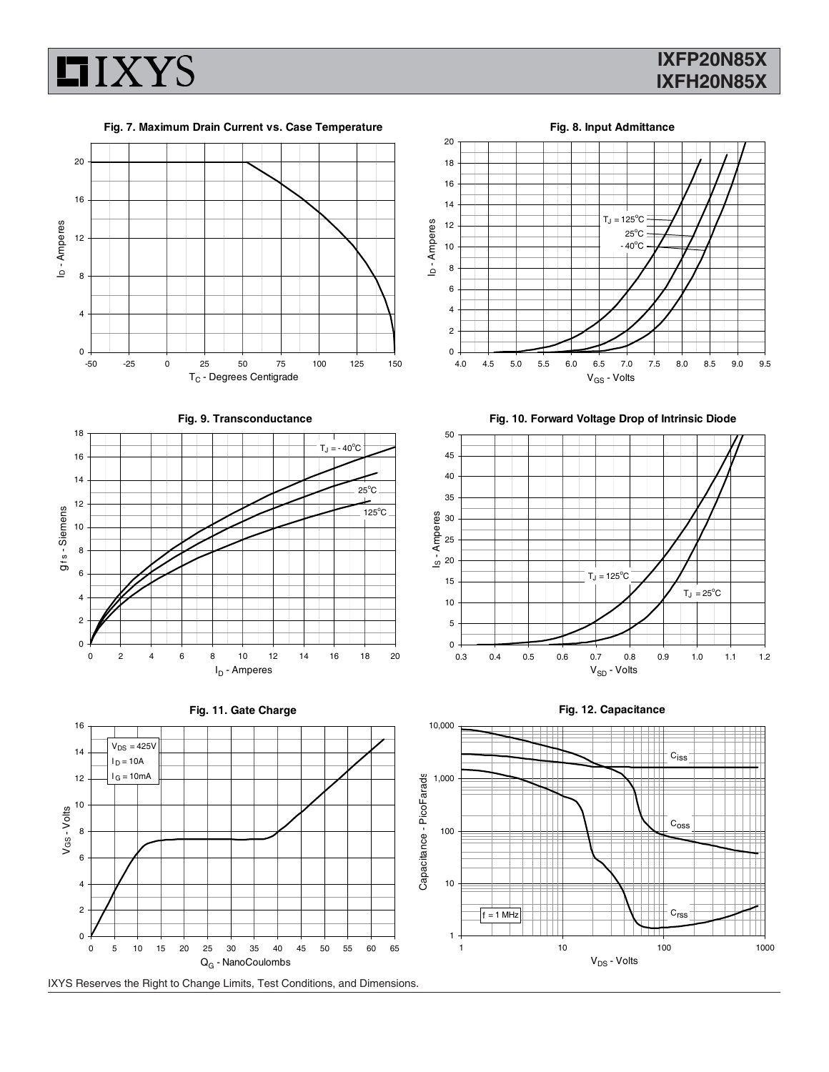**Fig. 7. Maximum Drain Current vs. Case Temperature**

**Fig. 8. Input Admittance**

**Fig. 9. Transconductance**

**Fig. 10. Forward Voltage Drop of Intrinsic Diode**

**Fig. 11. Gate Charge**

**Fig. 12. Capacitance**

IXYS Reserves the Right to Change Limits, Test Conditions, and Dimensions.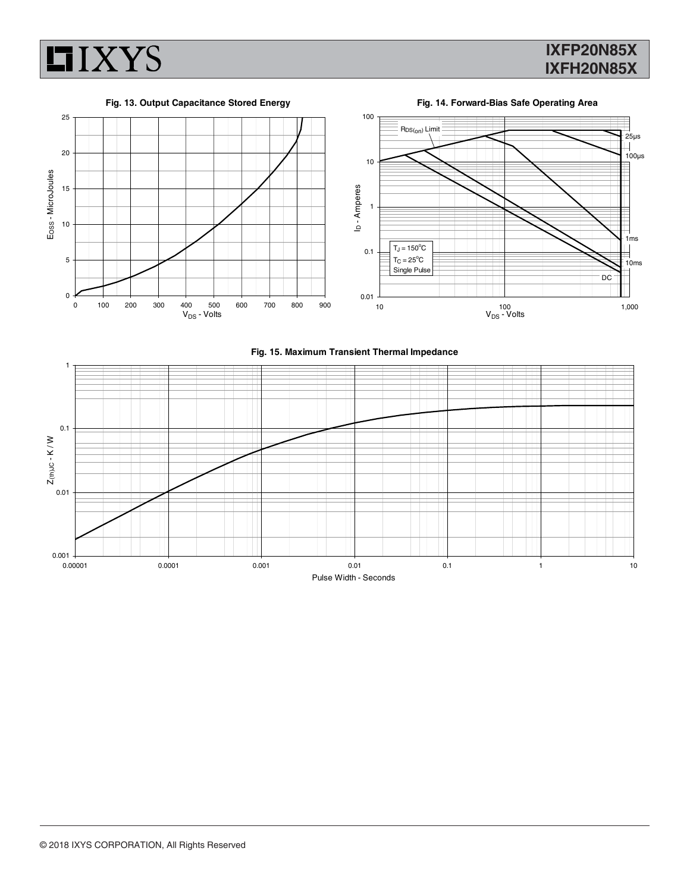**Fig. 13. Output Capacitance Stored Energy**

**Fig. 14. Forward-Bias Safe Operating Area**

**Fig. 15. Maximum Transient Thermal Impedance**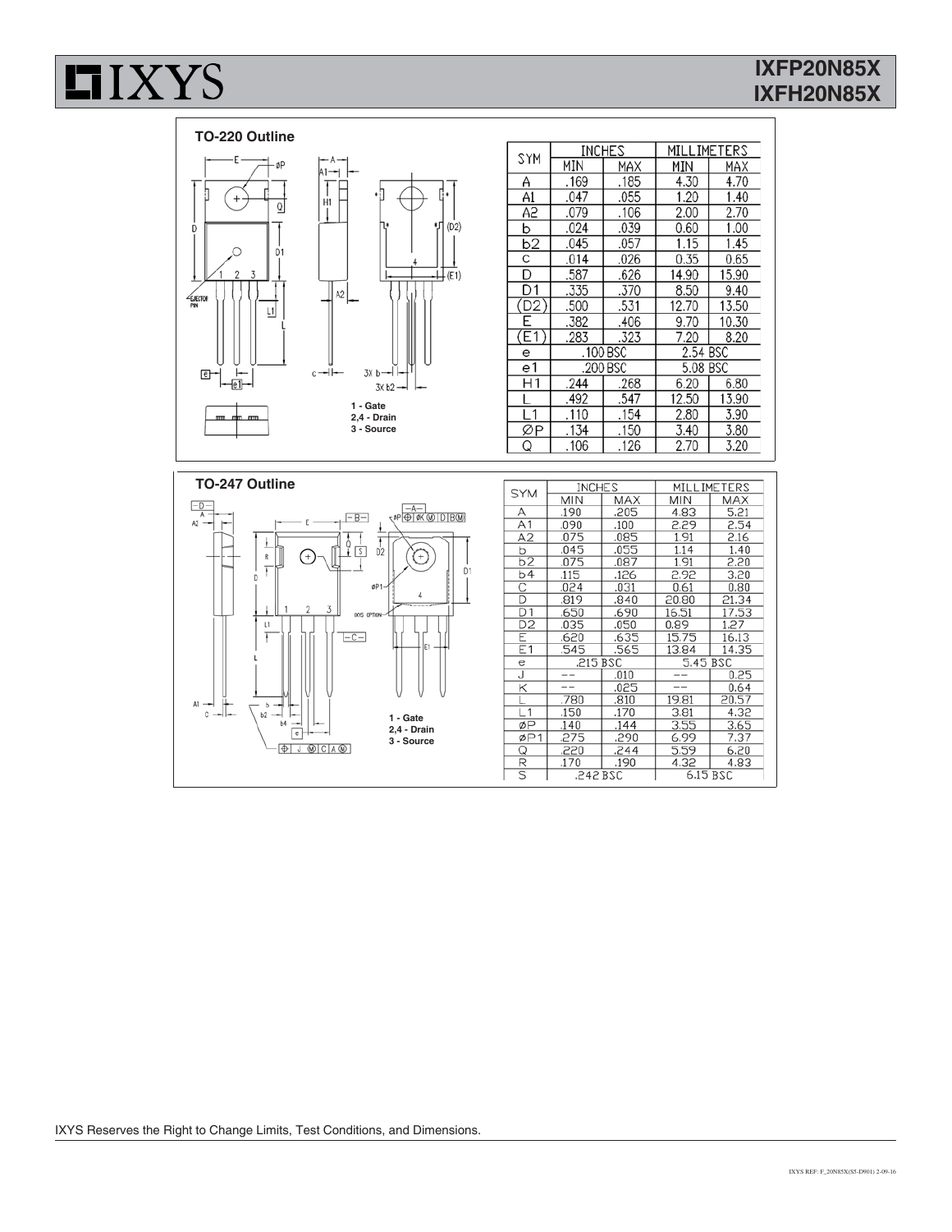## TO-220 Outline

1 - Gate
2,4 - Drain
3 - Source

| SYM | INCHES | | MILLIMETERS | |
|---|---|---|---|---|
| | MIN | MAX | MIN | MAX |
| A | .169 | .185 | 4.30 | 4.70 |
| A1 | .047 | .055 | 1.20 | 1.40 |
| A2 | .079 | .106 | 2.00 | 2.70 |
| b | .024 | .039 | 0.60 | 1.00 |
| b2 | .045 | .057 | 1.15 | 1.45 |
| c | .014 | .026 | 0.35 | 0.65 |
| D | .587 | .626 | 14.90 | 15.90 |
| D1 | .335 | .370 | 8.50 | 9.40 |
| (D2) | .500 | .531 | 12.70 | 13.50 |
| E | .382 | .406 | 9.70 | 10.30 |
| (E1) | .283 | .323 | 7.20 | 8.20 |
| e | .100 BSC | | 2.54 BSC | |
| e1 | .200 BSC | | 5.08 BSC | |
| H1 | .244 | .268 | 6.20 | 6.80 |
| L | .492 | .547 | 12.50 | 13.90 |
| L1 | .110 | .154 | 2.80 | 3.90 |
| ØP | .134 | .150 | 3.40 | 3.80 |
| Q | .106 | .126 | 2.70 | 3.20 |

## TO-247 Outline

1 - Gate
2,4 - Drain
3 - Source

| SYM | INCHES | | MILLIMETERS | |
|---|---|---|---|---|
| | MIN | MAX | MIN | MAX |
| A | .190 | .205 | 4.83 | 5.21 |
| A1 | .090 | .100 | 2.29 | 2.54 |
| A2 | .075 | .085 | 1.91 | 2.16 |
| b | .045 | .055 | 1.14 | 1.40 |
| b2 | .075 | .087 | 1.91 | 2.20 |
| b4 | .115 | .126 | 2.92 | 3.20 |
| C | .024 | .031 | 0.61 | 0.80 |
| D | .819 | .840 | 20.80 | 21.34 |
| D1 | .650 | .690 | 16.51 | 17.53 |
| D2 | .035 | .050 | 0.89 | 1.27 |
| E | .620 | .635 | 15.75 | 16.13 |
| E1 | .545 | .565 | 13.84 | 14.35 |
| e | .215 BSC | | 5.45 BSC | |
| J | -- | .010 | -- | 0.25 |
| K | -- | .025 | -- | 0.64 |
| L | .780 | .810 | 19.81 | 20.57 |
| L1 | .150 | .170 | 3.81 | 4.32 |
| øP | .140 | .144 | 3.55 | 3.65 |
| øP1 | .275 | .290 | 6.99 | 7.37 |
| Q | .220 | .244 | 5.59 | 6.20 |
| R | .170 | .190 | 4.32 | 4.83 |
| S | .242 BSC | | 6.15 BSC | |

IXYS Reserves the Right to Change Limits, Test Conditions, and Dimensions.

IXYS REF: F_20N85X(S5-D901) 2-09-16